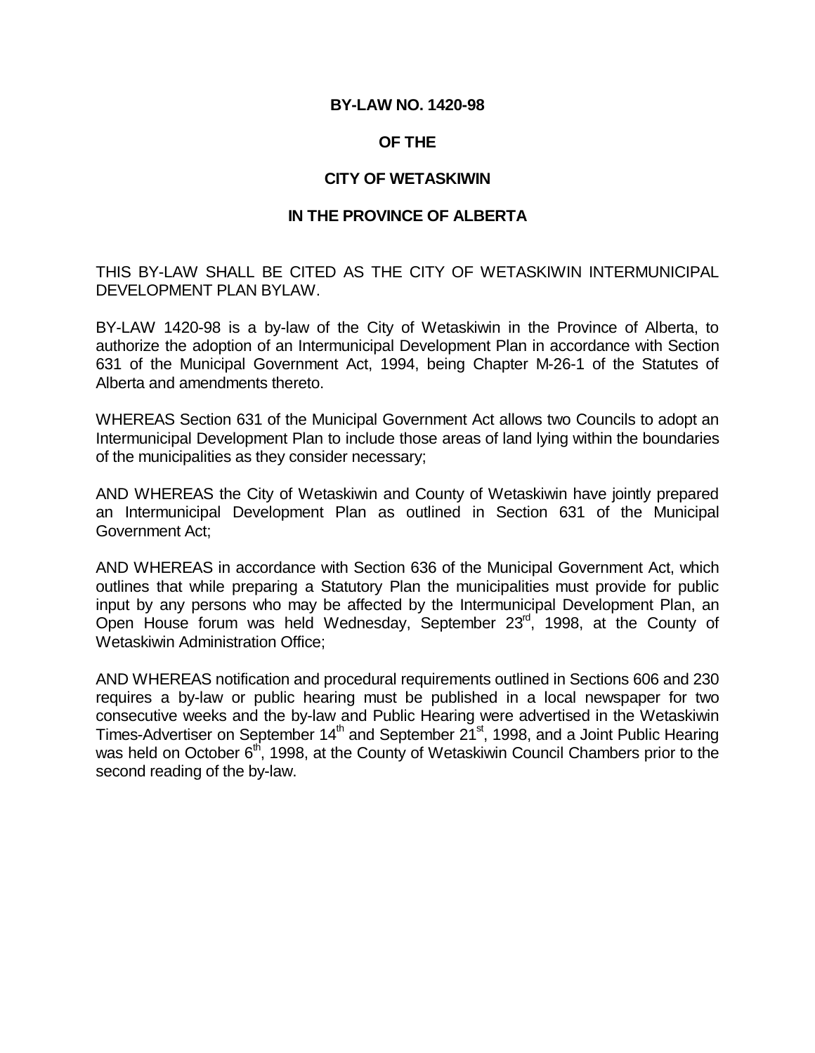**BY-LAW NO. 1420-98**

**OF THE**

**CITY OF WETASKIWIN**

**IN THE PROVINCE OF ALBERTA**

THIS BY-LAW SHALL BE CITED AS THE CITY OF WETASKIWIN INTERMUNICIPAL DEVELOPMENT PLAN BYLAW.

BY-LAW 1420-98 is a by-law of the City of Wetaskiwin in the Province of Alberta, to authorize the adoption of an Intermunicipal Development Plan in accordance with Section 631 of the Municipal Government Act, 1994, being Chapter M-26-1 of the Statutes of Alberta and amendments thereto.

WHEREAS Section 631 of the Municipal Government Act allows two Councils to adopt an Intermunicipal Development Plan to include those areas of land lying within the boundaries of the municipalities as they consider necessary;

AND WHEREAS the City of Wetaskiwin and County of Wetaskiwin have jointly prepared an Intermunicipal Development Plan as outlined in Section 631 of the Municipal Government Act;

AND WHEREAS in accordance with Section 636 of the Municipal Government Act, which outlines that while preparing a Statutory Plan the municipalities must provide for public input by any persons who may be affected by the Intermunicipal Development Plan, an Open House forum was held Wednesday, September 23rd, 1998, at the County of Wetaskiwin Administration Office;

AND WHEREAS notification and procedural requirements outlined in Sections 606 and 230 requires a by-law or public hearing must be published in a local newspaper for two consecutive weeks and the by-law and Public Hearing were advertised in the Wetaskiwin Times-Advertiser on September 14th and September 21st, 1998, and a Joint Public Hearing was held on October 6th, 1998, at the County of Wetaskiwin Council Chambers prior to the second reading of the by-law.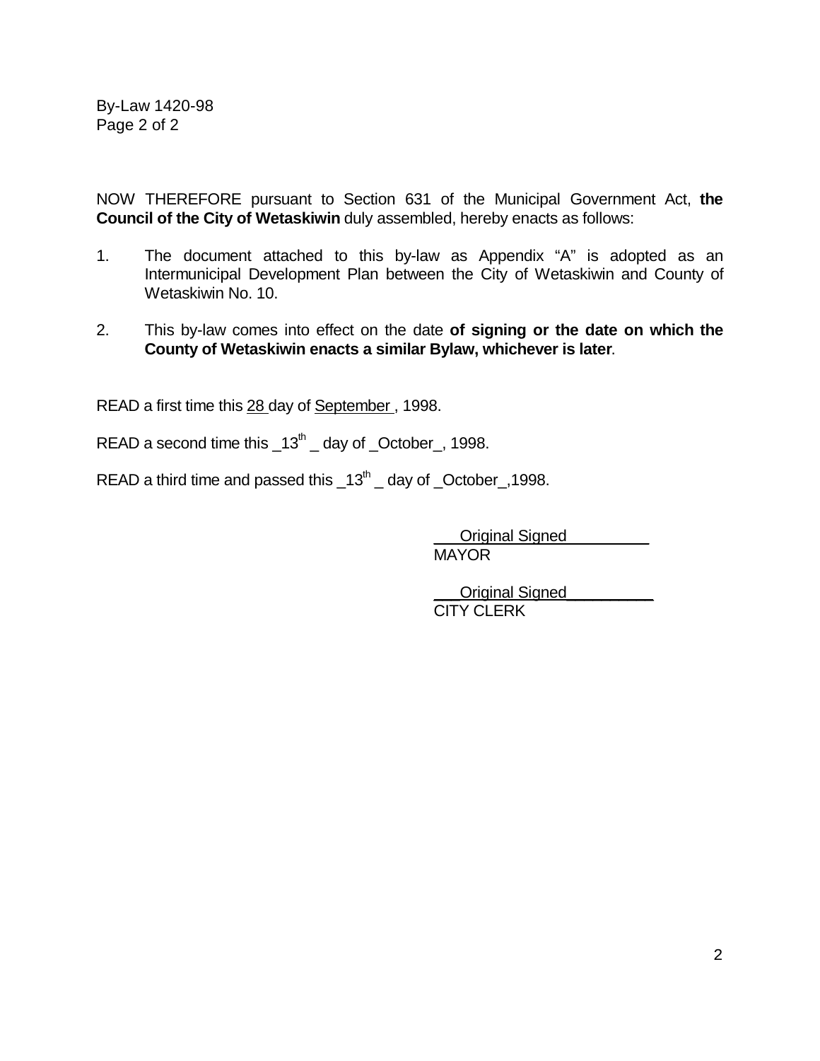NOW THEREFORE pursuant to Section 631 of the Municipal Government Act, **the Council of the City of Wetaskiwin** duly assembled, hereby enacts as follows:

1. The document attached to this by-law as Appendix "A" is adopted as an Intermunicipal Development Plan between the City of Wetaskiwin and County of Wetaskiwin No. 10.

2. This by-law comes into effect on the date **of signing or the date on which the County of Wetaskiwin enacts a similar Bylaw, whichever is later**.

READ a first time this 28 day of September , 1998.

READ a second time this _13th _ day of _October_, 1998.

READ a third time and passed this _13th _ day of _October_,1998.

___Original Signed_________
MAYOR

___Original Signed_________
CITY CLERK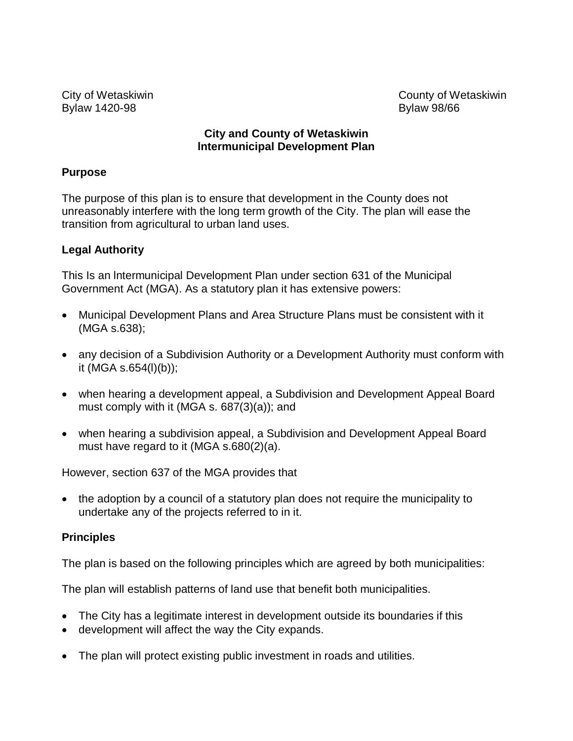City of Wetaskiwin
Bylaw 1420-98

County of Wetaskiwin
Bylaw 98/66

# City and County of Wetaskiwin Intermunicipal Development Plan

## Purpose

The purpose of this plan is to ensure that development in the County does not unreasonably interfere with the long term growth of the City. The plan will ease the transition from agricultural to urban land uses.

## Legal Authority

This Is an lntermunicipal Development Plan under section 631 of the Municipal Government Act (MGA). As a statutory plan it has extensive powers:

- Municipal Development Plans and Area Structure Plans must be consistent with it (MGA s.638);
- any decision of a Subdivision Authority or a Development Authority must conform with it (MGA s.654(l)(b));
- when hearing a development appeal, a Subdivision and Development Appeal Board must comply with it (MGA s. 687(3)(a)); and
- when hearing a subdivision appeal, a Subdivision and Development Appeal Board must have regard to it (MGA s.680(2)(a).

However, section 637 of the MGA provides that

- the adoption by a council of a statutory plan does not require the municipality to undertake any of the projects referred to in it.

## Principles

The plan is based on the following principles which are agreed by both municipalities:

The plan will establish patterns of land use that benefit both municipalities.

- The City has a legitimate interest in development outside its boundaries if this
- development will affect the way the City expands.
- The plan will protect existing public investment in roads and utilities.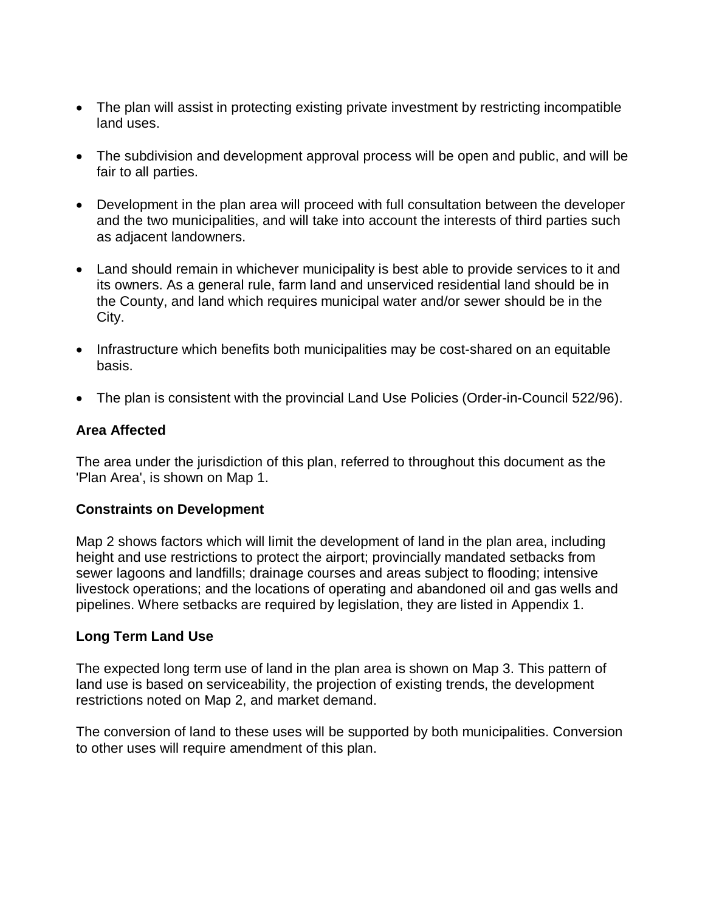- The plan will assist in protecting existing private investment by restricting incompatible land uses.
- The subdivision and development approval process will be open and public, and will be fair to all parties.
- Development in the plan area will proceed with full consultation between the developer and the two municipalities, and will take into account the interests of third parties such as adjacent landowners.
- Land should remain in whichever municipality is best able to provide services to it and its owners. As a general rule, farm land and unserviced residential land should be in the County, and land which requires municipal water and/or sewer should be in the City.
- Infrastructure which benefits both municipalities may be cost-shared on an equitable basis.
- The plan is consistent with the provincial Land Use Policies (Order-in-Council 522/96).

**Area Affected**

The area under the jurisdiction of this plan, referred to throughout this document as the 'Plan Area', is shown on Map 1.

**Constraints on Development**

Map 2 shows factors which will limit the development of land in the plan area, including height and use restrictions to protect the airport; provincially mandated setbacks from sewer lagoons and landfills; drainage courses and areas subject to flooding; intensive livestock operations; and the locations of operating and abandoned oil and gas wells and pipelines. Where setbacks are required by legislation, they are listed in Appendix 1.

**Long Term Land Use**

The expected long term use of land in the plan area is shown on Map 3. This pattern of land use is based on serviceability, the projection of existing trends, the development restrictions noted on Map 2, and market demand.

The conversion of land to these uses will be supported by both municipalities. Conversion to other uses will require amendment of this plan.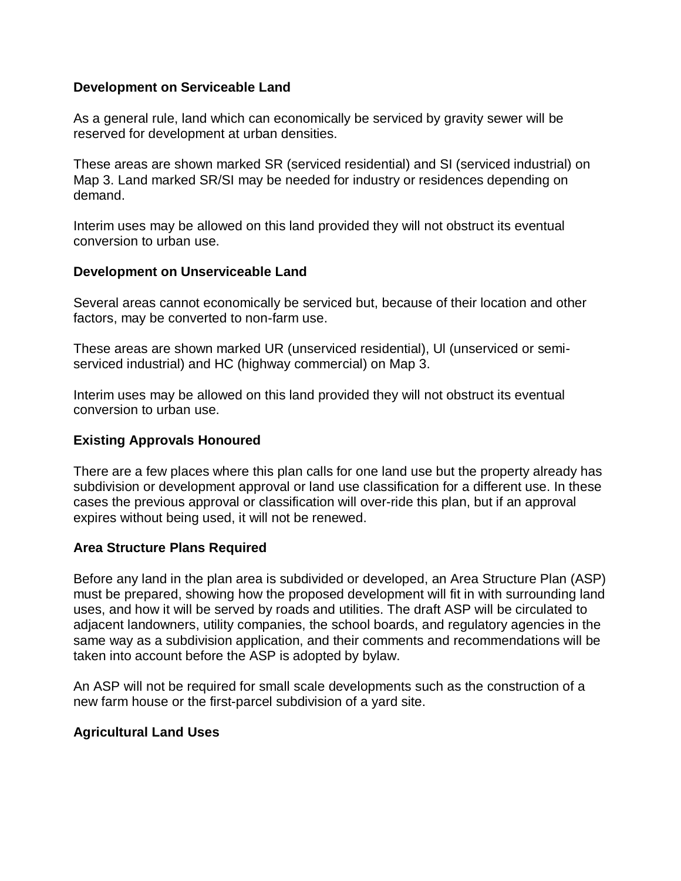### Development on Serviceable Land

As a general rule, land which can economically be serviced by gravity sewer will be reserved for development at urban densities.

These areas are shown marked SR (serviced residential) and SI (serviced industrial) on Map 3. Land marked SR/SI may be needed for industry or residences depending on demand.

Interim uses may be allowed on this land provided they will not obstruct its eventual conversion to urban use.

### Development on Unserviceable Land

Several areas cannot economically be serviced but, because of their location and other factors, may be converted to non-farm use.

These areas are shown marked UR (unserviced residential), Ul (unserviced or semi-serviced industrial) and HC (highway commercial) on Map 3.

Interim uses may be allowed on this land provided they will not obstruct its eventual conversion to urban use.

### Existing Approvals Honoured

There are a few places where this plan calls for one land use but the property already has subdivision or development approval or land use classification for a different use. In these cases the previous approval or classification will over-ride this plan, but if an approval expires without being used, it will not be renewed.

### Area Structure Plans Required

Before any land in the plan area is subdivided or developed, an Area Structure Plan (ASP) must be prepared, showing how the proposed development will fit in with surrounding land uses, and how it will be served by roads and utilities. The draft ASP will be circulated to adjacent landowners, utility companies, the school boards, and regulatory agencies in the same way as a subdivision application, and their comments and recommendations will be taken into account before the ASP is adopted by bylaw.

An ASP will not be required for small scale developments such as the construction of a new farm house or the first-parcel subdivision of a yard site.

### Agricultural Land Uses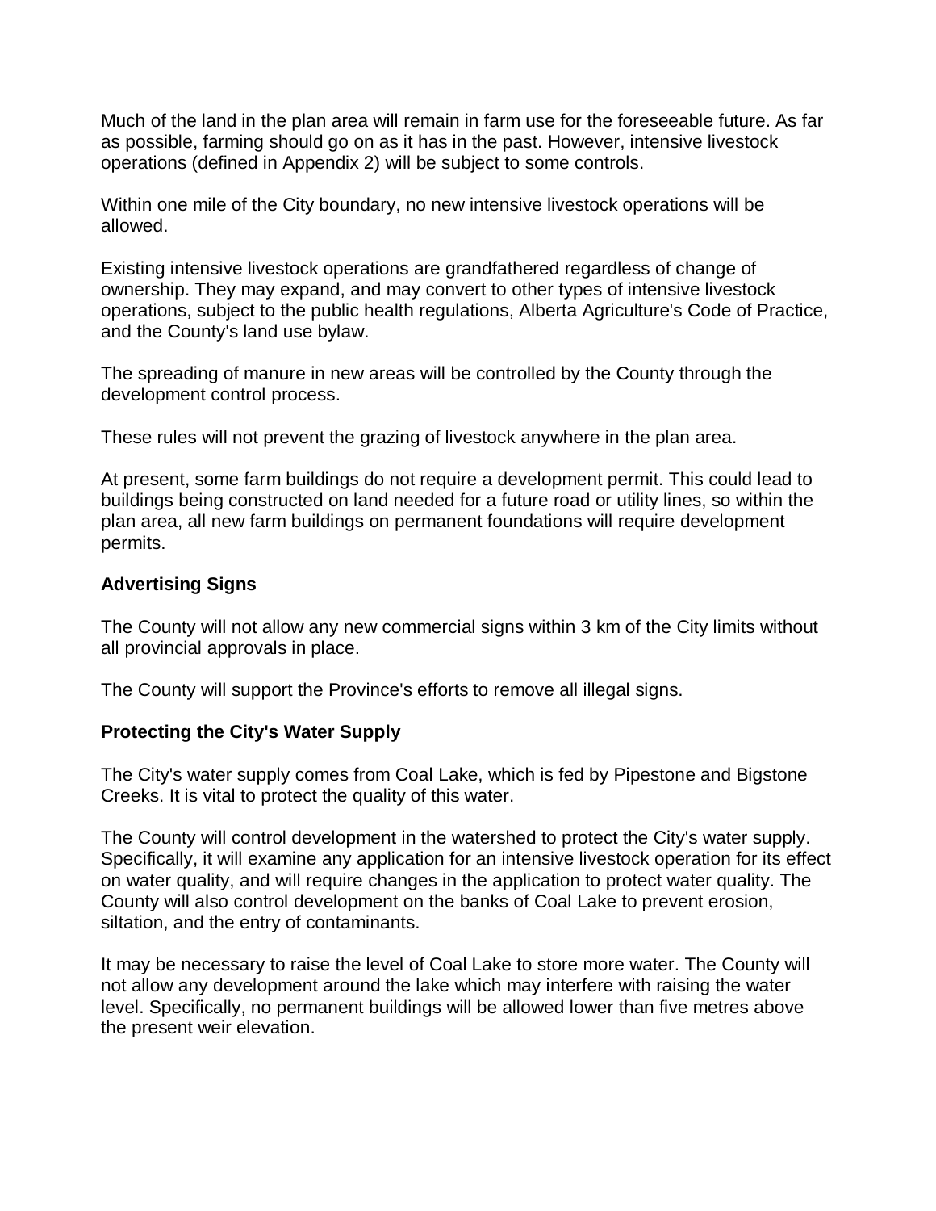Much of the land in the plan area will remain in farm use for the foreseeable future. As far as possible, farming should go on as it has in the past. However, intensive livestock operations (defined in Appendix 2) will be subject to some controls.

Within one mile of the City boundary, no new intensive livestock operations will be allowed.

Existing intensive livestock operations are grandfathered regardless of change of ownership. They may expand, and may convert to other types of intensive livestock operations, subject to the public health regulations, Alberta Agriculture's Code of Practice, and the County's land use bylaw.

The spreading of manure in new areas will be controlled by the County through the development control process.

These rules will not prevent the grazing of livestock anywhere in the plan area.

At present, some farm buildings do not require a development permit. This could lead to buildings being constructed on land needed for a future road or utility lines, so within the plan area, all new farm buildings on permanent foundations will require development permits.

**Advertising Signs**

The County will not allow any new commercial signs within 3 km of the City limits without all provincial approvals in place.

The County will support the Province's efforts to remove all illegal signs.

**Protecting the City's Water Supply**

The City's water supply comes from Coal Lake, which is fed by Pipestone and Bigstone Creeks. It is vital to protect the quality of this water.

The County will control development in the watershed to protect the City's water supply. Specifically, it will examine any application for an intensive livestock operation for its effect on water quality, and will require changes in the application to protect water quality. The County will also control development on the banks of Coal Lake to prevent erosion, siltation, and the entry of contaminants.

It may be necessary to raise the level of Coal Lake to store more water. The County will not allow any development around the lake which may interfere with raising the water level. Specifically, no permanent buildings will be allowed lower than five metres above the present weir elevation.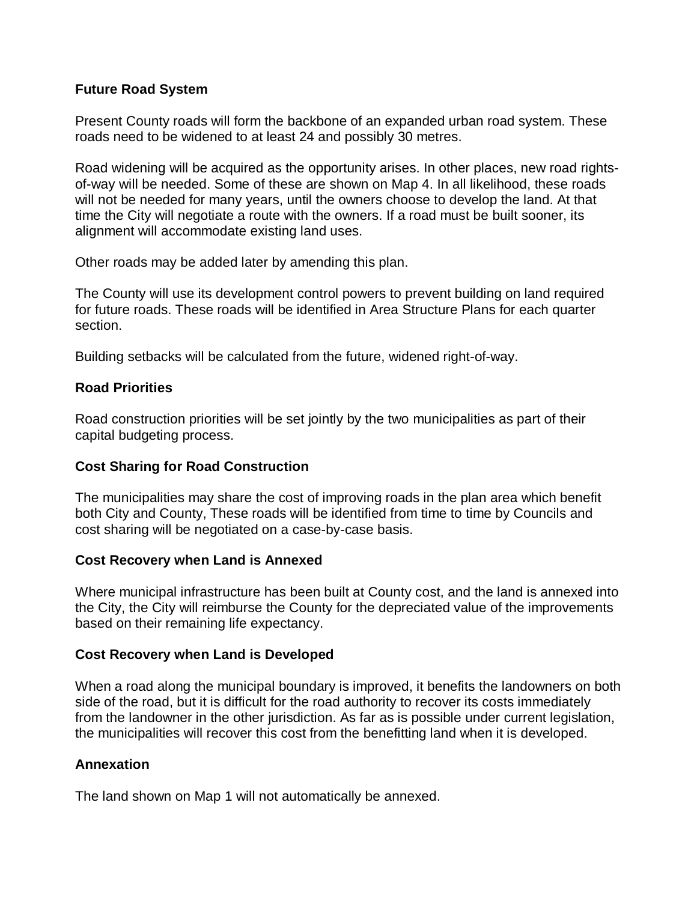### Future Road System

Present County roads will form the backbone of an expanded urban road system. These roads need to be widened to at least 24 and possibly 30 metres.

Road widening will be acquired as the opportunity arises. In other places, new road rights-of-way will be needed. Some of these are shown on Map 4. In all likelihood, these roads will not be needed for many years, until the owners choose to develop the land. At that time the City will negotiate a route with the owners. If a road must be built sooner, its alignment will accommodate existing land uses.

Other roads may be added later by amending this plan.

The County will use its development control powers to prevent building on land required for future roads. These roads will be identified in Area Structure Plans for each quarter section.

Building setbacks will be calculated from the future, widened right-of-way.

### Road Priorities

Road construction priorities will be set jointly by the two municipalities as part of their capital budgeting process.

### Cost Sharing for Road Construction

The municipalities may share the cost of improving roads in the plan area which benefit both City and County, These roads will be identified from time to time by Councils and cost sharing will be negotiated on a case-by-case basis.

### Cost Recovery when Land is Annexed

Where municipal infrastructure has been built at County cost, and the land is annexed into the City, the City will reimburse the County for the depreciated value of the improvements based on their remaining life expectancy.

### Cost Recovery when Land is Developed

When a road along the municipal boundary is improved, it benefits the landowners on both side of the road, but it is difficult for the road authority to recover its costs immediately from the landowner in the other jurisdiction. As far as is possible under current legislation, the municipalities will recover this cost from the benefitting land when it is developed.

### Annexation

The land shown on Map 1 will not automatically be annexed.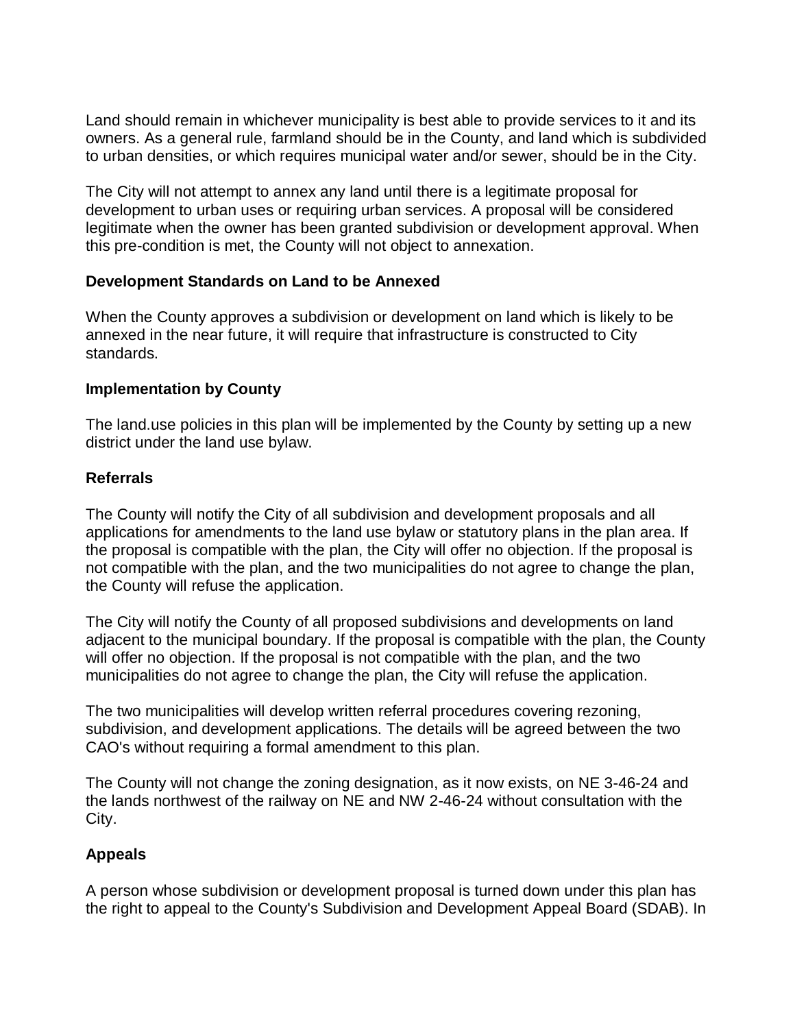Land should remain in whichever municipality is best able to provide services to it and its owners. As a general rule, farmland should be in the County, and land which is subdivided to urban densities, or which requires municipal water and/or sewer, should be in the City.

The City will not attempt to annex any land until there is a legitimate proposal for development to urban uses or requiring urban services. A proposal will be considered legitimate when the owner has been granted subdivision or development approval. When this pre-condition is met, the County will not object to annexation.

**Development Standards on Land to be Annexed**

When the County approves a subdivision or development on land which is likely to be annexed in the near future, it will require that infrastructure is constructed to City standards.

**Implementation by County**

The land.use policies in this plan will be implemented by the County by setting up a new district under the land use bylaw.

**Referrals**

The County will notify the City of all subdivision and development proposals and all applications for amendments to the land use bylaw or statutory plans in the plan area. If the proposal is compatible with the plan, the City will offer no objection. If the proposal is not compatible with the plan, and the two municipalities do not agree to change the plan, the County will refuse the application.

The City will notify the County of all proposed subdivisions and developments on land adjacent to the municipal boundary. If the proposal is compatible with the plan, the County will offer no objection. If the proposal is not compatible with the plan, and the two municipalities do not agree to change the plan, the City will refuse the application.

The two municipalities will develop written referral procedures covering rezoning, subdivision, and development applications. The details will be agreed between the two CAO's without requiring a formal amendment to this plan.

The County will not change the zoning designation, as it now exists, on NE 3-46-24 and the lands northwest of the railway on NE and NW 2-46-24 without consultation with the City.

**Appeals**

A person whose subdivision or development proposal is turned down under this plan has the right to appeal to the County's Subdivision and Development Appeal Board (SDAB). In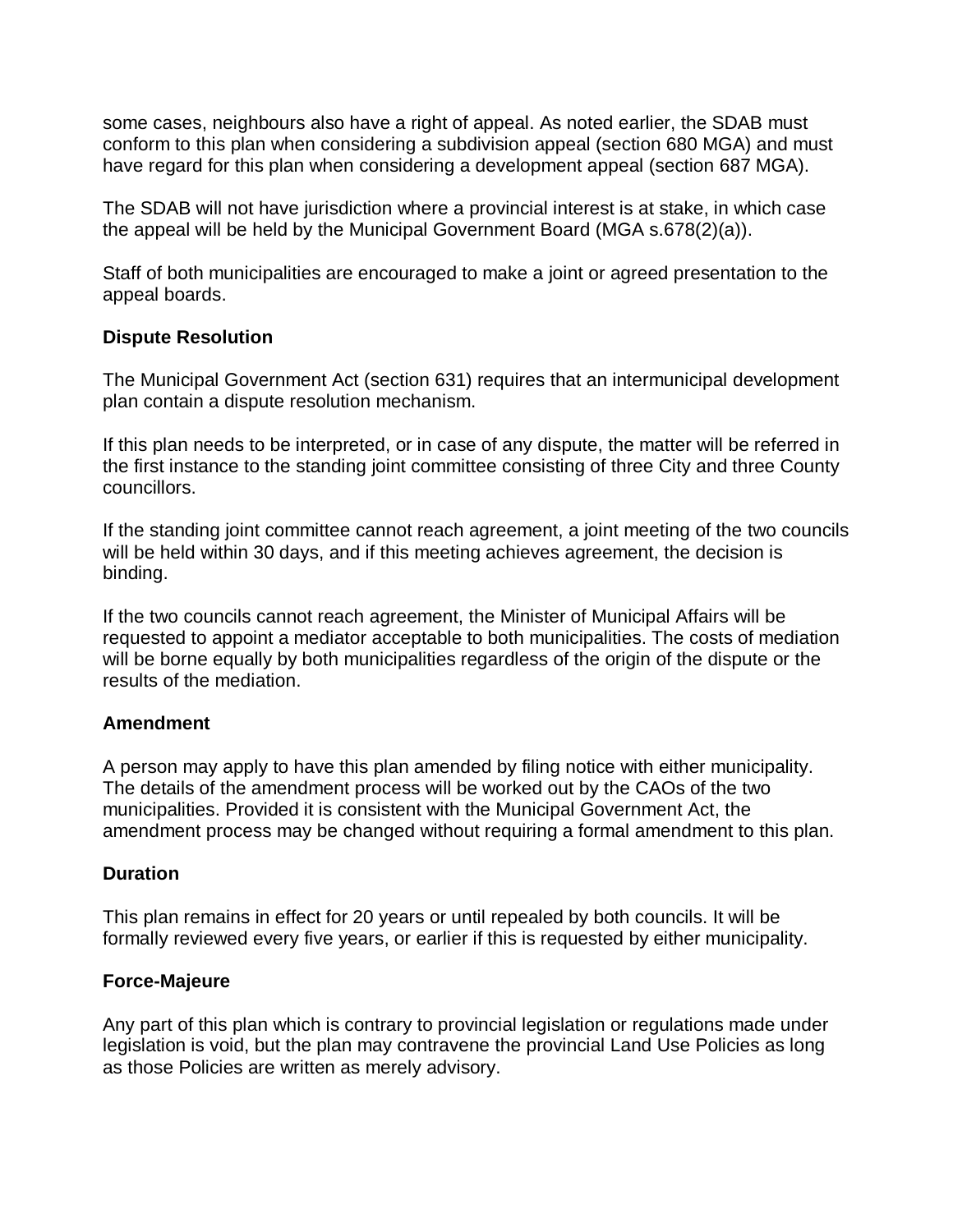some cases, neighbours also have a right of appeal. As noted earlier, the SDAB must conform to this plan when considering a subdivision appeal (section 680 MGA) and must have regard for this plan when considering a development appeal (section 687 MGA).

The SDAB will not have jurisdiction where a provincial interest is at stake, in which case the appeal will be held by the Municipal Government Board (MGA s.678(2)(a)).

Staff of both municipalities are encouraged to make a joint or agreed presentation to the appeal boards.

**Dispute Resolution**

The Municipal Government Act (section 631) requires that an intermunicipal development plan contain a dispute resolution mechanism.

If this plan needs to be interpreted, or in case of any dispute, the matter will be referred in the first instance to the standing joint committee consisting of three City and three County councillors.

If the standing joint committee cannot reach agreement, a joint meeting of the two councils will be held within 30 days, and if this meeting achieves agreement, the decision is binding.

If the two councils cannot reach agreement, the Minister of Municipal Affairs will be requested to appoint a mediator acceptable to both municipalities. The costs of mediation will be borne equally by both municipalities regardless of the origin of the dispute or the results of the mediation.

**Amendment**

A person may apply to have this plan amended by filing notice with either municipality. The details of the amendment process will be worked out by the CAOs of the two municipalities. Provided it is consistent with the Municipal Government Act, the amendment process may be changed without requiring a formal amendment to this plan.

**Duration**

This plan remains in effect for 20 years or until repealed by both councils. It will be formally reviewed every five years, or earlier if this is requested by either municipality.

**Force-Majeure**

Any part of this plan which is contrary to provincial legislation or regulations made under legislation is void, but the plan may contravene the provincial Land Use Policies as long as those Policies are written as merely advisory.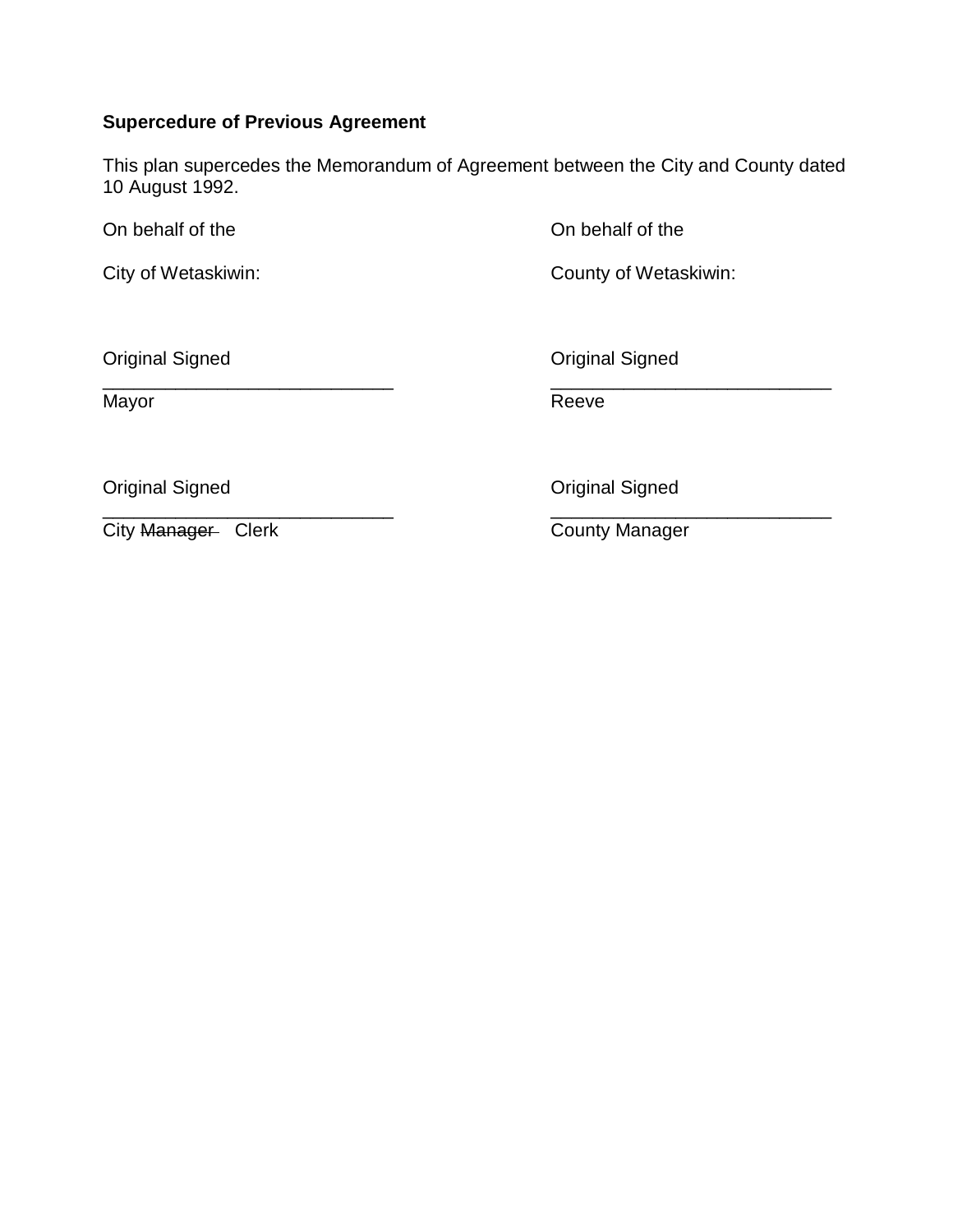**Supercedure of Previous Agreement**

This plan supercedes the Memorandum of Agreement between the City and County dated 10 August 1992.

On behalf of the

City of Wetaskiwin:

Original Signed

\_\_\_\_\_\_\_\_\_\_\_\_\_\_\_\_\_\_\_\_\_\_\_\_\_\_\_\_

Mayor

Original Signed

\_\_\_\_\_\_\_\_\_\_\_\_\_\_\_\_\_\_\_\_\_\_\_\_\_\_\_\_

City ~~Manager~~ Clerk

On behalf of the

County of Wetaskiwin:

Original Signed

\_\_\_\_\_\_\_\_\_\_\_\_\_\_\_\_\_\_\_\_\_\_\_\_\_\_\_\_

Reeve

Original Signed

\_\_\_\_\_\_\_\_\_\_\_\_\_\_\_\_\_\_\_\_\_\_\_\_\_\_\_\_

County Manager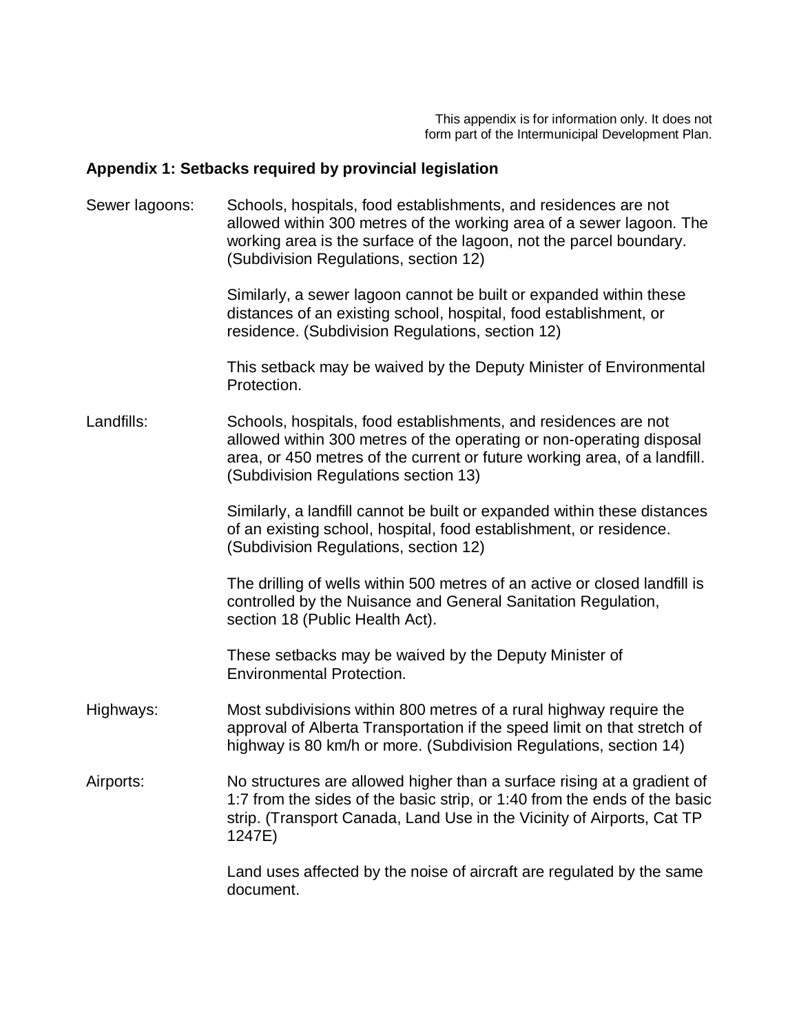This appendix is for information only. It does not form part of the Intermunicipal Development Plan.

## Appendix 1: Setbacks required by provincial legislation

**Sewer lagoons:**

Schools, hospitals, food establishments, and residences are not allowed within 300 metres of the working area of a sewer lagoon. The working area is the surface of the lagoon, not the parcel boundary. (Subdivision Regulations, section 12)

Similarly, a sewer lagoon cannot be built or expanded within these distances of an existing school, hospital, food establishment, or residence. (Subdivision Regulations, section 12)

This setback may be waived by the Deputy Minister of Environmental Protection.

**Landfills:**

Schools, hospitals, food establishments, and residences are not allowed within 300 metres of the operating or non-operating disposal area, or 450 metres of the current or future working area, of a landfill. (Subdivision Regulations section 13)

Similarly, a landfill cannot be built or expanded within these distances of an existing school, hospital, food establishment, or residence. (Subdivision Regulations, section 12)

The drilling of wells within 500 metres of an active or closed landfill is controlled by the Nuisance and General Sanitation Regulation, section 18 (Public Health Act).

These setbacks may be waived by the Deputy Minister of Environmental Protection.

**Highways:**

Most subdivisions within 800 metres of a rural highway require the approval of Alberta Transportation if the speed limit on that stretch of highway is 80 km/h or more. (Subdivision Regulations, section 14)

**Airports:**

No structures are allowed higher than a surface rising at a gradient of 1:7 from the sides of the basic strip, or 1:40 from the ends of the basic strip. (Transport Canada, Land Use in the Vicinity of Airports, Cat TP 1247E)

Land uses affected by the noise of aircraft are regulated by the same document.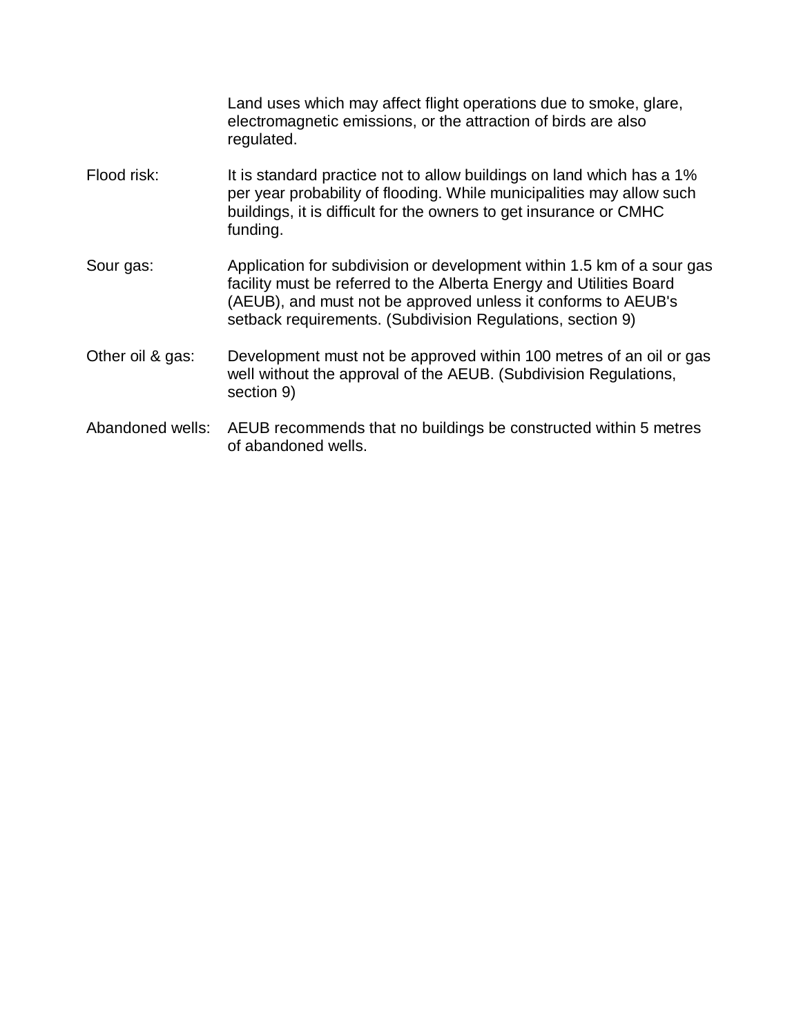Land uses which may affect flight operations due to smoke, glare, electromagnetic emissions, or the attraction of birds are also regulated.

| | |
|---|---|
| Flood risk: | It is standard practice not to allow buildings on land which has a 1% per year probability of flooding. While municipalities may allow such buildings, it is difficult for the owners to get insurance or CMHC funding. |
| Sour gas: | Application for subdivision or development within 1.5 km of a sour gas facility must be referred to the Alberta Energy and Utilities Board (AEUB), and must not be approved unless it conforms to AEUB's setback requirements. (Subdivision Regulations, section 9) |
| Other oil & gas: | Development must not be approved within 100 metres of an oil or gas well without the approval of the AEUB. (Subdivision Regulations, section 9) |
| Abandoned wells: | AEUB recommends that no buildings be constructed within 5 metres of abandoned wells. |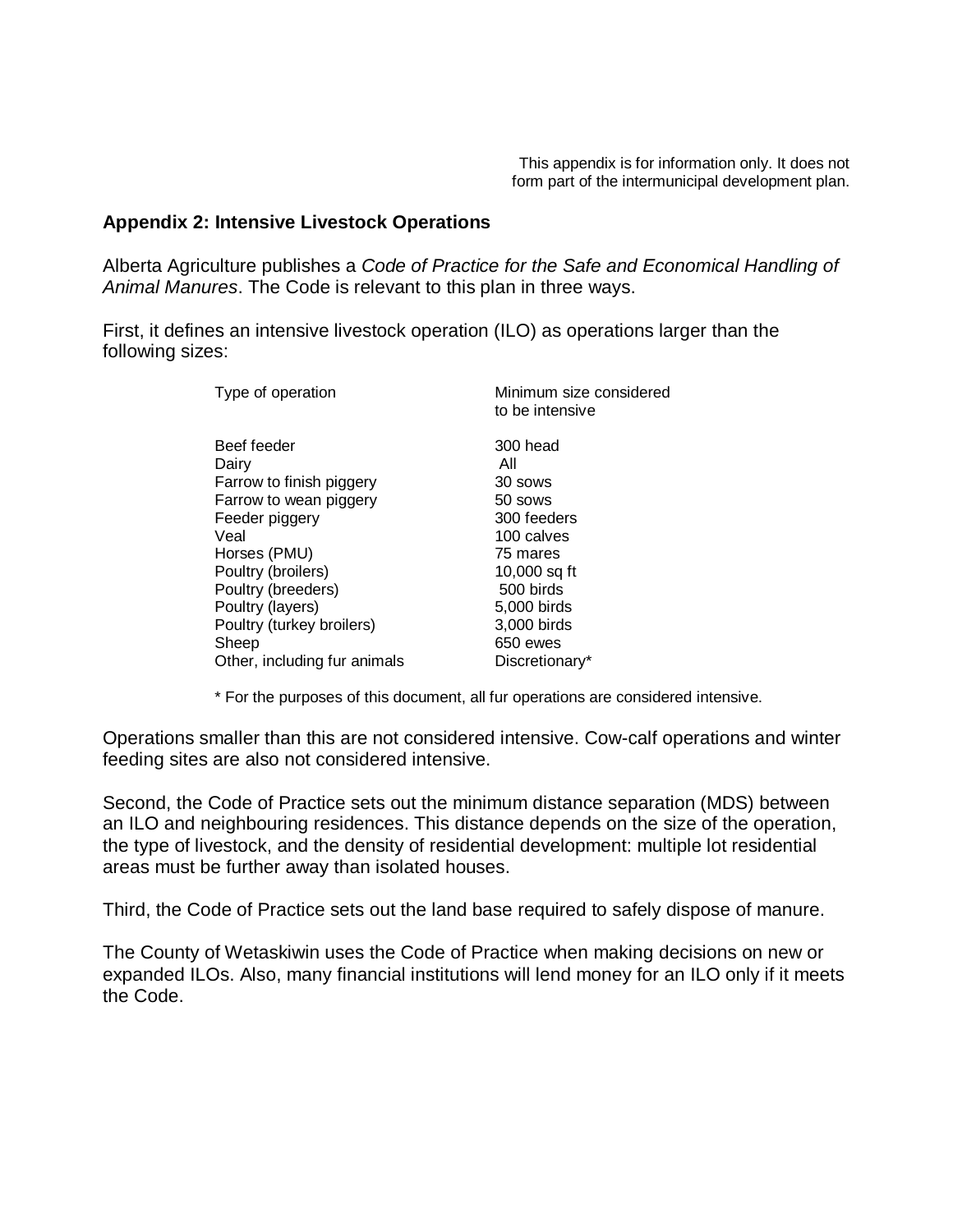This appendix is for information only. It does not form part of the intermunicipal development plan.

## Appendix 2: Intensive Livestock Operations

Alberta Agriculture publishes a *Code of Practice for the Safe and Economical Handling of Animal Manures*. The Code is relevant to this plan in three ways.

First, it defines an intensive livestock operation (ILO) as operations larger than the following sizes:

| Type of operation | Minimum size considered to be intensive |
| --- | --- |
| Beef feeder | 300 head |
| Dairy | All |
| Farrow to finish piggery | 30 sows |
| Farrow to wean piggery | 50 sows |
| Feeder piggery | 300 feeders |
| Veal | 100 calves |
| Horses (PMU) | 75 mares |
| Poultry (broilers) | 10,000 sq ft |
| Poultry (breeders) | 500 birds |
| Poultry (layers) | 5,000 birds |
| Poultry (turkey broilers) | 3,000 birds |
| Sheep | 650 ewes |
| Other, including fur animals | Discretionary* |

* For the purposes of this document, all fur operations are considered intensive.

Operations smaller than this are not considered intensive. Cow-calf operations and winter feeding sites are also not considered intensive.

Second, the Code of Practice sets out the minimum distance separation (MDS) between an ILO and neighbouring residences. This distance depends on the size of the operation, the type of livestock, and the density of residential development: multiple lot residential areas must be further away than isolated houses.

Third, the Code of Practice sets out the land base required to safely dispose of manure.

The County of Wetaskiwin uses the Code of Practice when making decisions on new or expanded ILOs. Also, many financial institutions will lend money for an ILO only if it meets the Code.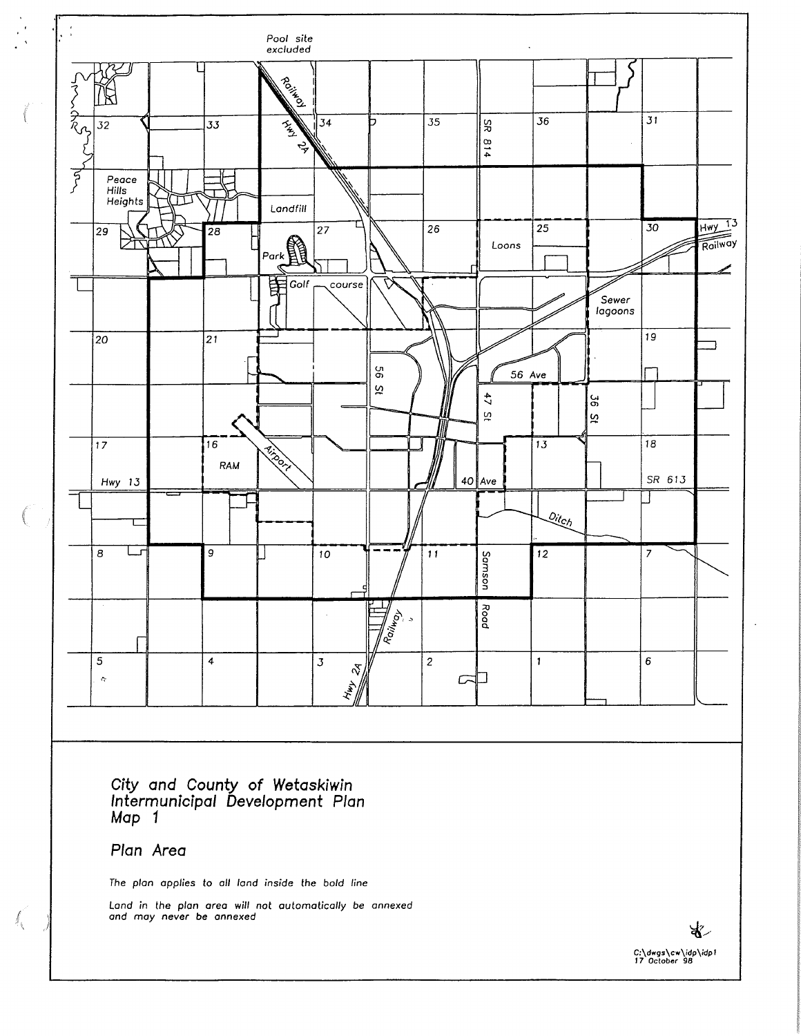Pool site excluded

Railway

Hwy 2A

32

33

34

35

SR 814

36

31

Peace Hills Heights

Landfill

29

28

27

26

25

30

Hwy 13

Railway

Park

Loons

Golf course

Sewer lagoons

20

21

19

56 St

56 Ave

47 St

36 St

17

16

13

18

Airport

RAM

40 Ave

Hwy 13

SR 613

Ditch

8

9

10

11

Samson Road

12

7

Railway

5

4

3

Hwy 2A

2

1

6

## City and County of Wetaskiwin Intermunicipal Development Plan Map 1

## Plan Area

*The plan applies to all land inside the bold line*

*Land in the plan area will not automatically be annexed and may never be annexed*

C:\dwgs\cw\idp\idp1
17 October 98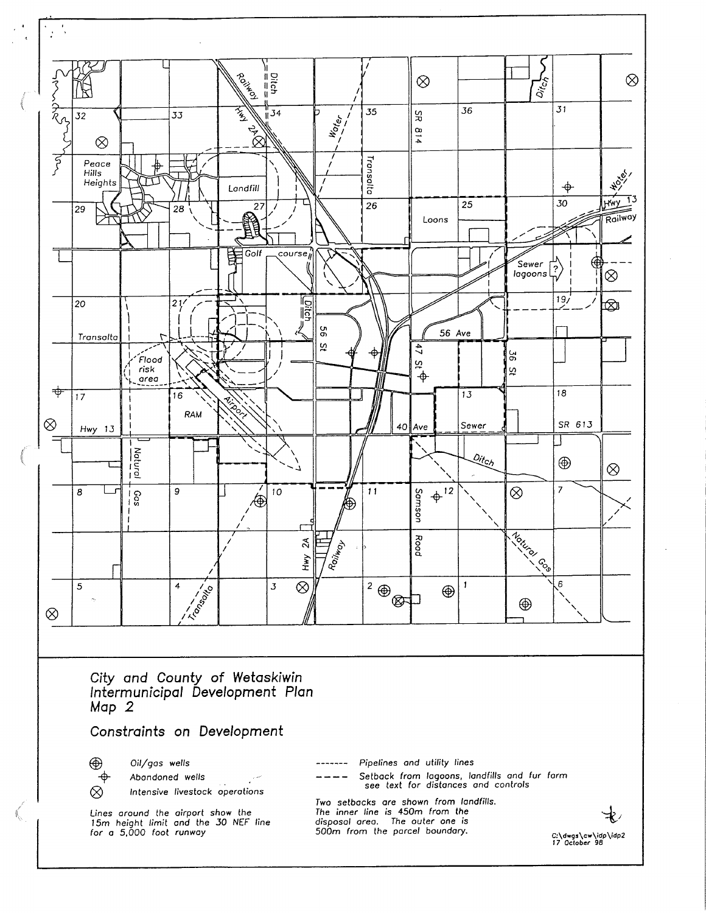# City and County of Wetaskiwin Intermunicipal Development Plan Map 2

## Constraints on Development

- Oil/gas wells
- Abandoned wells
- Intensive livestock operations

Lines around the airport show the 15m height limit and the 30 NEF line for a 5,000 foot runway

- Pipelines and utility lines
- Setback from lagoons, landfills and fur farm see text for distances and controls

Two setbacks are shown from landfills. The inner line is 450m from the disposal area. The outer one is 500m from the parcel boundary.

C:\dwgs\cw\idp\idp2
17 October 98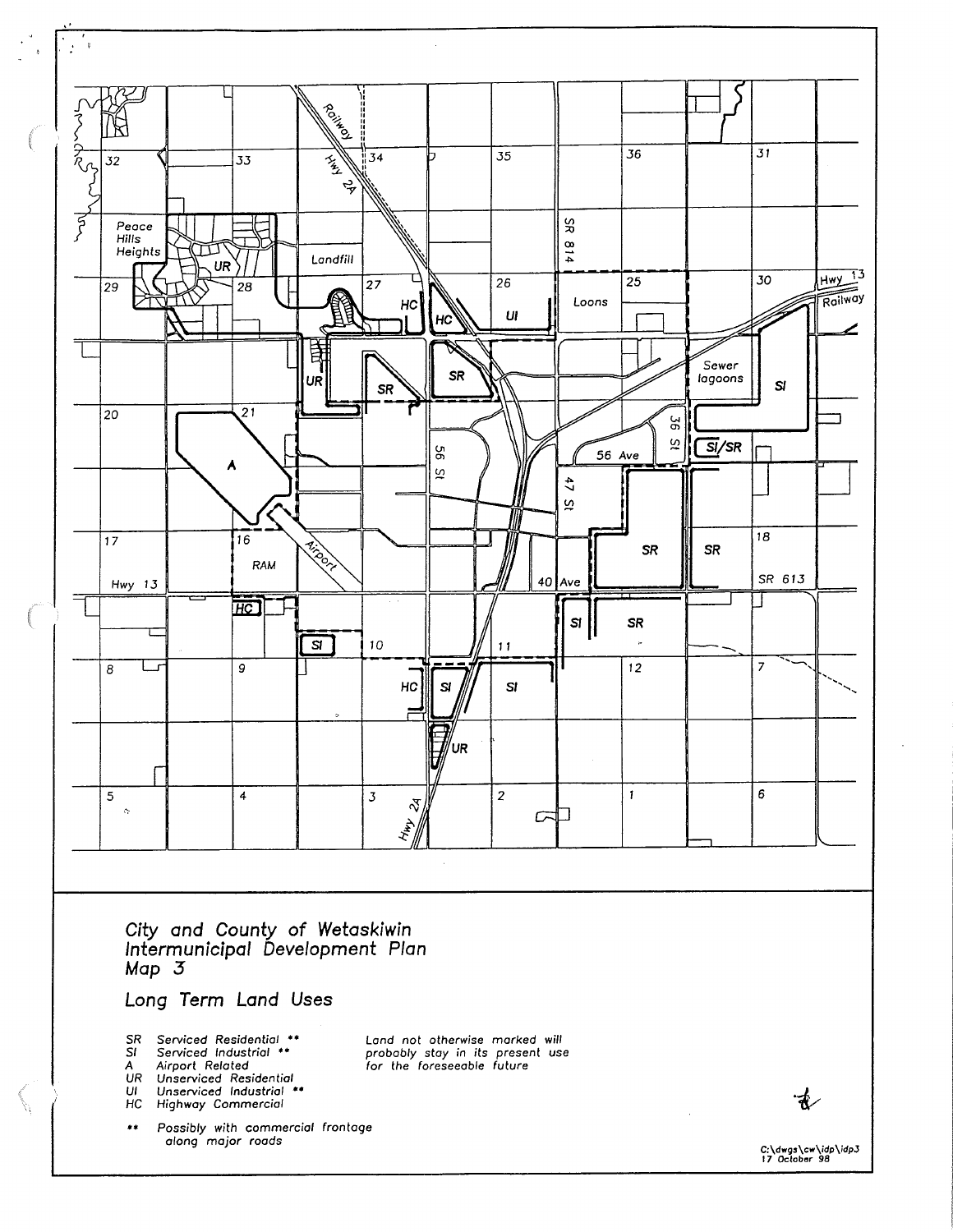# City and County of Wetaskiwin Intermunicipal Development Plan Map 3

## Long Term Land Uses

SR Serviced Residential **
SI Serviced Industrial **
A Airport Related
UR Unserviced Residential
UI Unserviced Industrial **
HC Highway Commercial

** Possibly with commercial frontage along major roads

Land not otherwise marked will probably stay in its present use for the foreseeable future

C:\dwgs\cw\idp\idp3
17 October 98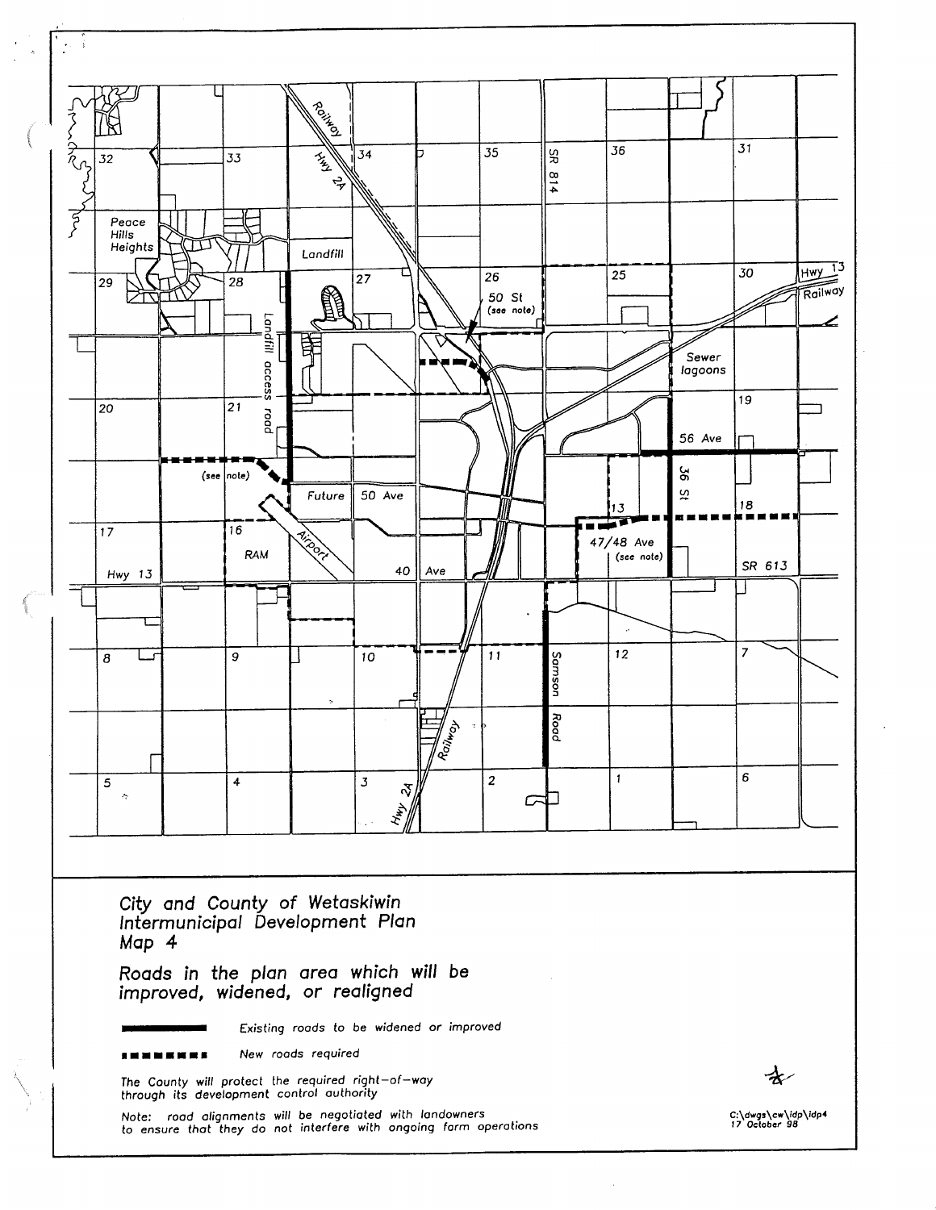Railway

Hwy 2A

32

33

34

35

SR 814

36

31

Peace Hills Heights

Landfill

29

28

27

26

25

30

Hwy 13

Railway

50 St (see note)

Landfill access road

Sewer lagoons

20

21

19

56 Ave

(see note)

Future

50 Ave

36 St

13

18

17

16

Airport

47/48 Ave (see note)

RAM

Hwy 13

40

Ave

SR 613

8

9

10

11

12

7

Samson Road

Railway

5

4

3

Hwy 2A

2

1

6

City and County of Wetaskiwin
Intermunicipal Development Plan
Map 4

Roads in the plan area which will be improved, widened, or realigned

Existing roads to be widened or improved

New roads required

The County will protect the required right-of-way through its development control authority

Note: road alignments will be negotiated with landowners to ensure that they do not interfere with ongoing farm operations

C:\dwgs\cw\idp\idp4
17 October 98